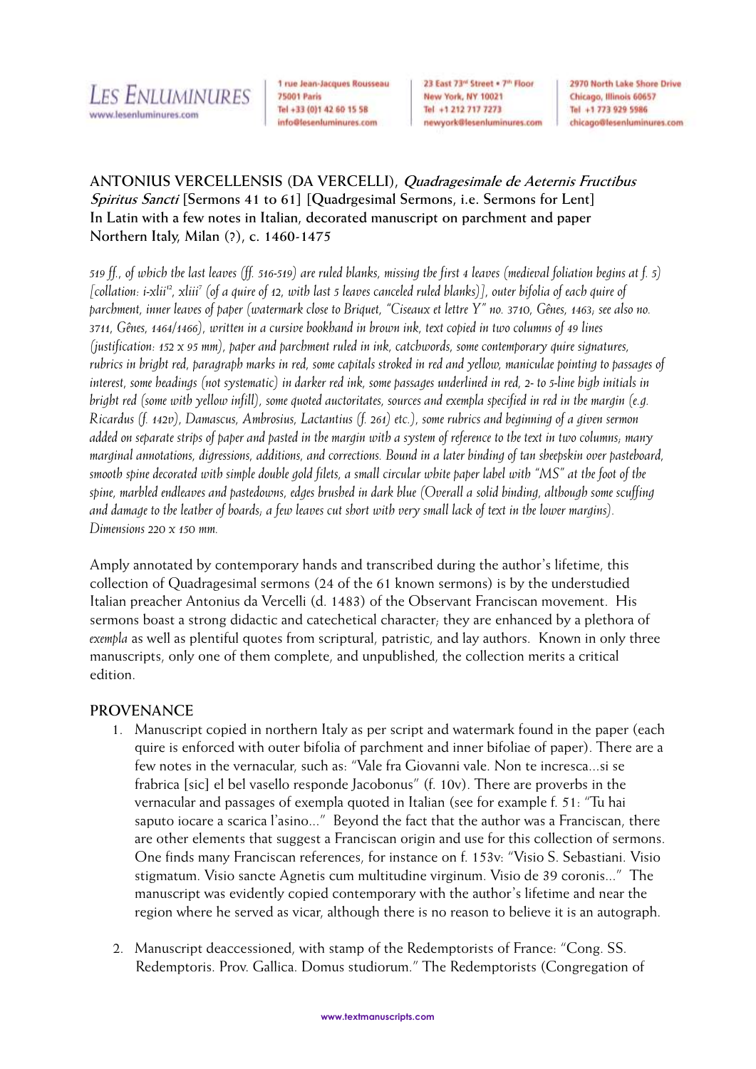**ANTONIUS VERCELLENSIS (DA VERCELLI), *Quadragesimale de Aeternis Fructibus Spiritus Sancti* [Sermons 41 to 61] [Quadrgesimal Sermons, i.e. Sermons for Lent]**
**In Latin with a few notes in Italian, decorated manuscript on parchment and paper**
**Northern Italy, Milan (?), c. 1460-1475**

*519 ff., of which the last leaves (ff. 516-519) are ruled blanks, missing the first 4 leaves (medieval foliation begins at f. 5) [collation: i-xlii[12], xliii[7] (of a quire of 12, with last 5 leaves canceled ruled blanks)], outer bifolia of each quire of parchment, inner leaves of paper (watermark close to Briquet, "Ciseaux et lettre Y" no. 3710, Gênes, 1463; see also no. 3711, Gênes, 1464/1466), written in a cursive bookhand in brown ink, text copied in two columns of 49 lines (justification: 152 x 95 mm), paper and parchment ruled in ink, catchwords, some contemporary quire signatures, rubrics in bright red, paragraph marks in red, some capitals stroked in red and yellow, maniculae pointing to passages of interest, some headings (not systematic) in darker red ink, some passages underlined in red, 2- to 5-line high initials in bright red (some with yellow infill), some quoted auctoritates, sources and exempla specified in red in the margin (e.g. Ricardus (f. 142v), Damascus, Ambrosius, Lactantius (f. 261) etc.), some rubrics and beginning of a given sermon added on separate strips of paper and pasted in the margin with a system of reference to the text in two columns; many marginal annotations, digressions, additions, and corrections. Bound in a later binding of tan sheepskin over pasteboard, smooth spine decorated with simple double gold filets, a small circular white paper label with "MS" at the foot of the spine, marbled endleaves and pastedowns, edges brushed in dark blue (Overall a solid binding, although some scuffing and damage to the leather of boards; a few leaves cut short with very small lack of text in the lower margins). Dimensions 220 x 150 mm.*

Amply annotated by contemporary hands and transcribed during the author's lifetime, this collection of Quadragesimal sermons (24 of the 61 known sermons) is by the understudied Italian preacher Antonius da Vercelli (d. 1483) of the Observant Franciscan movement. His sermons boast a strong didactic and catechetical character; they are enhanced by a plethora of *exempla* as well as plentiful quotes from scriptural, patristic, and lay authors. Known in only three manuscripts, only one of them complete, and unpublished, the collection merits a critical edition.

## PROVENANCE

1. Manuscript copied in northern Italy as per script and watermark found in the paper (each quire is enforced with outer bifolia of parchment and inner bifoliae of paper). There are a few notes in the vernacular, such as: "Vale fra Giovanni vale. Non te incresca...si se frabrica [sic] el bel vasello responde Jacobonus" (f. 10v). There are proverbs in the vernacular and passages of exempla quoted in Italian (see for example f. 51: "Tu hai saputo iocare a scarica l'asino..." Beyond the fact that the author was a Franciscan, there are other elements that suggest a Franciscan origin and use for this collection of sermons. One finds many Franciscan references, for instance on f. 153v: "Visio S. Sebastiani. Visio stigmatum. Visio sancte Agnetis cum multitudine virginum. Visio de 39 coronis..." The manuscript was evidently copied contemporary with the author's lifetime and near the region where he served as vicar, although there is no reason to believe it is an autograph.

2. Manuscript deaccessioned, with stamp of the Redemptorists of France: "Cong. SS. Redemptoris. Prov. Gallica. Domus studiorum." The Redemptorists (Congregation of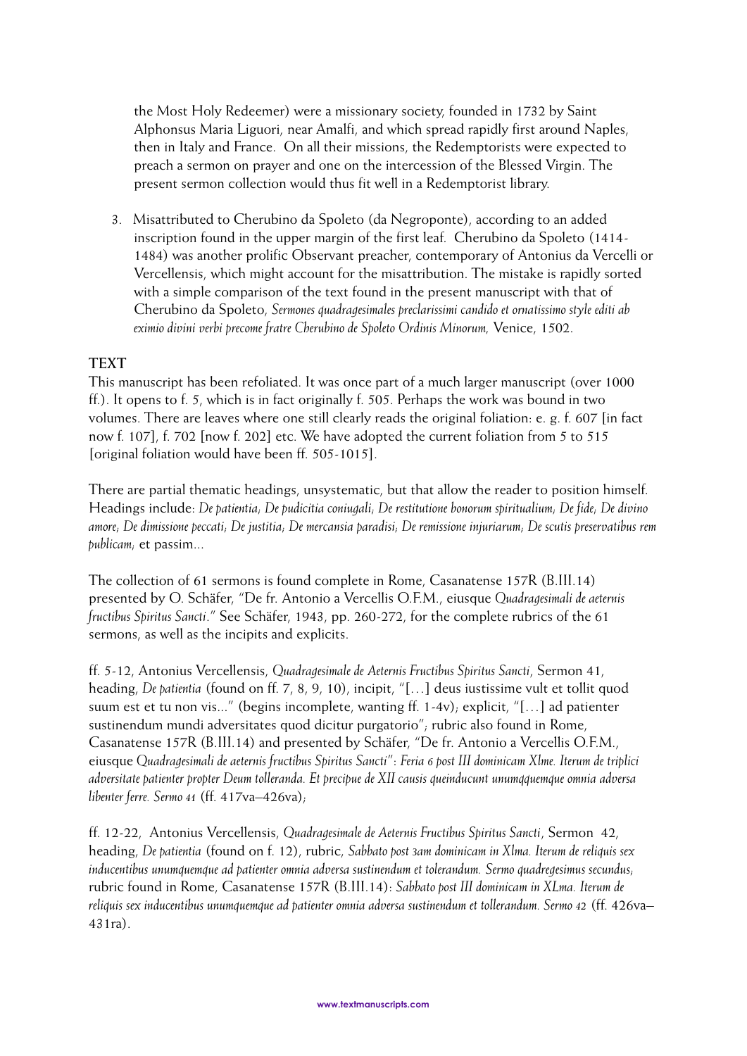the Most Holy Redeemer) were a missionary society, founded in 1732 by Saint Alphonsus Maria Liguori, near Amalfi, and which spread rapidly first around Naples, then in Italy and France. On all their missions, the Redemptorists were expected to preach a sermon on prayer and one on the intercession of the Blessed Virgin. The present sermon collection would thus fit well in a Redemptorist library.

3. Misattributed to Cherubino da Spoleto (da Negroponte), according to an added inscription found in the upper margin of the first leaf. Cherubino da Spoleto (1414-1484) was another prolific Observant preacher, contemporary of Antonius da Vercelli or Vercellensis, which might account for the misattribution. The mistake is rapidly sorted with a simple comparison of the text found in the present manuscript with that of Cherubino da Spoleto, *Sermones quadragesimales preclarissimi candido et ornatissimo style editi ab eximio divini verbi precome fratre Cherubino de Spoleto Ordinis Minorum,* Venice, 1502.

## TEXT

This manuscript has been refoliated. It was once part of a much larger manuscript (over 1000 ff.). It opens to f. 5, which is in fact originally f. 505. Perhaps the work was bound in two volumes. There are leaves where one still clearly reads the original foliation: e. g. f. 607 [in fact now f. 107], f. 702 [now f. 202] etc. We have adopted the current foliation from 5 to 515 [original foliation would have been ff. 505-1015].

There are partial thematic headings, unsystematic, but that allow the reader to position himself. Headings include: *De patientia; De pudicitia coniugali; De restitutione bonorum spiritualium; De fide; De divino amore; De dimissione peccati; De justitia; De mercansia paradisi; De remissione injuriarum; De scutis preservatibus rem publicam;* et passim...

The collection of 61 sermons is found complete in Rome, Casanatense 157R (B.III.14) presented by O. Schäfer, "De fr. Antonio a Vercellis O.F.M., eiusque *Quadragesimali de aeternis fructibus Spiritus Sancti*." See Schäfer, 1943, pp. 260-272, for the complete rubrics of the 61 sermons, as well as the incipits and explicits.

ff. 5-12, Antonius Vercellensis, *Quadragesimale de Aeternis Fructibus Spiritus Sancti*, Sermon 41, heading, *De patientia* (found on ff. 7, 8, 9, 10), incipit, "[…] deus iustissime vult et tollit quod suum est et tu non vis..." (begins incomplete, wanting ff. 1-4v); explicit, "[…] ad patienter sustinendum mundi adversitates quod dicitur purgatorio"; rubric also found in Rome, Casanatense 157R (B.III.14) and presented by Schäfer, "De fr. Antonio a Vercellis O.F.M., eiusque *Quadragesimali de aeternis fructibus Spiritus Sancti*": *Feria 6 post III dominicam Xlme. Iterum de triplici adversitate patienter propter Deum tolleranda. Et precipue de XII causis queinducunt unumqquemque omnia adversa libenter ferre. Sermo 41* (ff. 417va–426va);

ff. 12-22, Antonius Vercellensis, *Quadragesimale de Aeternis Fructibus Spiritus Sancti*, Sermon 42, heading, *De patientia* (found on f. 12), rubric, *Sabbato post 3am dominicam in Xlma. Iterum de reliquis sex inducentibus unumquemque ad patienter omnia adversa sustinendum et tolerandum. Sermo quadregesimus secundus*; rubric found in Rome, Casanatense 157R (B.III.14): *Sabbato post III dominicam in XLma. Iterum de reliquis sex inducentibus unumquemque ad patienter omnia adversa sustinendum et tollerandum. Sermo 42* (ff. 426va–431ra).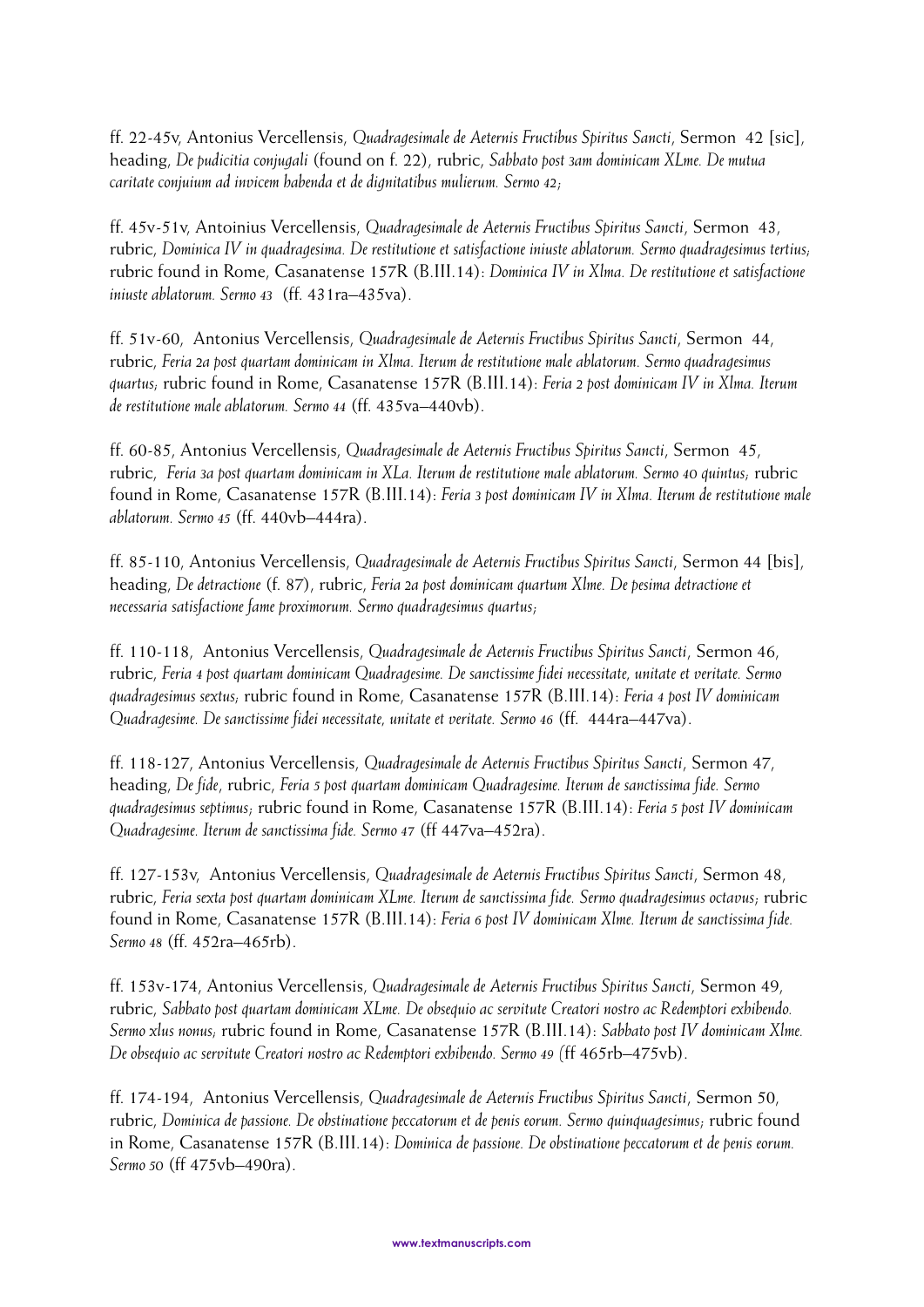ff. 22-45v, Antonius Vercellensis, *Quadragesimale de Aeternis Fructibus Spiritus Sancti*, Sermon 42 [sic], heading, *De pudicitia conjugali* (found on f. 22), rubric, *Sabbato post 3am dominicam XLme. De mutua caritate conjuium ad invicem habenda et de dignitatibus mulierum. Sermo 42*;

ff. 45v-51v, Antoinius Vercellensis, *Quadragesimale de Aeternis Fructibus Spiritus Sancti*, Sermon 43, rubric, *Dominica IV in quadragesima. De restitutione et satisfactione iniuste ablatorum. Sermo quadragesimus tertius*; rubric found in Rome, Casanatense 157R (B.III.14): *Dominica IV in Xlma. De restitutione et satisfactione iniuste ablatorum. Sermo 43* (ff. 431ra–435va).

ff. 51v-60, Antonius Vercellensis, *Quadragesimale de Aeternis Fructibus Spiritus Sancti*, Sermon 44, rubric, *Feria 2a post quartam dominicam in Xlma. Iterum de restitutione male ablatorum. Sermo quadragesimus quartus*; rubric found in Rome, Casanatense 157R (B.III.14): *Feria 2 post dominicam IV in Xlma. Iterum de restitutione male ablatorum. Sermo 44* (ff. 435va–440vb).

ff. 60-85, Antonius Vercellensis, *Quadragesimale de Aeternis Fructibus Spiritus Sancti*, Sermon 45, rubric, *Feria 3a post quartam dominicam in XLa. Iterum de restitutione male ablatorum. Sermo 40 quintus*; rubric found in Rome, Casanatense 157R (B.III.14): *Feria 3 post dominicam IV in Xlma. Iterum de restitutione male ablatorum. Sermo 45* (ff. 440vb–444ra).

ff. 85-110, Antonius Vercellensis, *Quadragesimale de Aeternis Fructibus Spiritus Sancti*, Sermon 44 [bis], heading, *De detractione* (f. 87), rubric, *Feria 2a post dominicam quartum Xlme. De pesima detractione et necessaria satisfactione fame proximorum. Sermo quadragesimus quartus*;

ff. 110-118, Antonius Vercellensis, *Quadragesimale de Aeternis Fructibus Spiritus Sancti*, Sermon 46, rubric, *Feria 4 post quartam dominicam Quadragesime. De sanctissime fidei necessitate, unitate et veritate. Sermo quadragesimus sextus*; rubric found in Rome, Casanatense 157R (B.III.14): *Feria 4 post IV dominicam Quadragesime. De sanctissime fidei necessitate, unitate et veritate. Sermo 46* (ff. 444ra–447va).

ff. 118-127, Antonius Vercellensis, *Quadragesimale de Aeternis Fructibus Spiritus Sancti*, Sermon 47, heading, *De fide*, rubric, *Feria 5 post quartam dominicam Quadragesime. Iterum de sanctissima fide. Sermo quadragesimus septimus*; rubric found in Rome, Casanatense 157R (B.III.14): *Feria 5 post IV dominicam Quadragesime. Iterum de sanctissima fide. Sermo 47* (ff 447va–452ra).

ff. 127-153v, Antonius Vercellensis, *Quadragesimale de Aeternis Fructibus Spiritus Sancti*, Sermon 48, rubric, *Feria sexta post quartam dominicam XLme. Iterum de sanctissima fide. Sermo quadragesimus octavus*; rubric found in Rome, Casanatense 157R (B.III.14): *Feria 6 post IV dominicam Xlme. Iterum de sanctissima fide. Sermo 48* (ff. 452ra–465rb).

ff. 153v-174, Antonius Vercellensis, *Quadragesimale de Aeternis Fructibus Spiritus Sancti*, Sermon 49, rubric, *Sabbato post quartam dominicam XLme. De obsequio ac servitute Creatori nostro ac Redemptori exhibendo. Sermo xlus nonus*; rubric found in Rome, Casanatense 157R (B.III.14): *Sabbato post IV dominicam Xlme. De obsequio ac servitute Creatori nostro ac Redemptori exhibendo. Sermo 49* (ff 465rb–475vb).

ff. 174-194, Antonius Vercellensis, *Quadragesimale de Aeternis Fructibus Spiritus Sancti*, Sermon 50, rubric, *Dominica de passione. De obstinatione peccatorum et de penis eorum. Sermo quinquagesimus*; rubric found in Rome, Casanatense 157R (B.III.14): *Dominica de passione. De obstinatione peccatorum et de penis eorum. Sermo 50* (ff 475vb–490ra).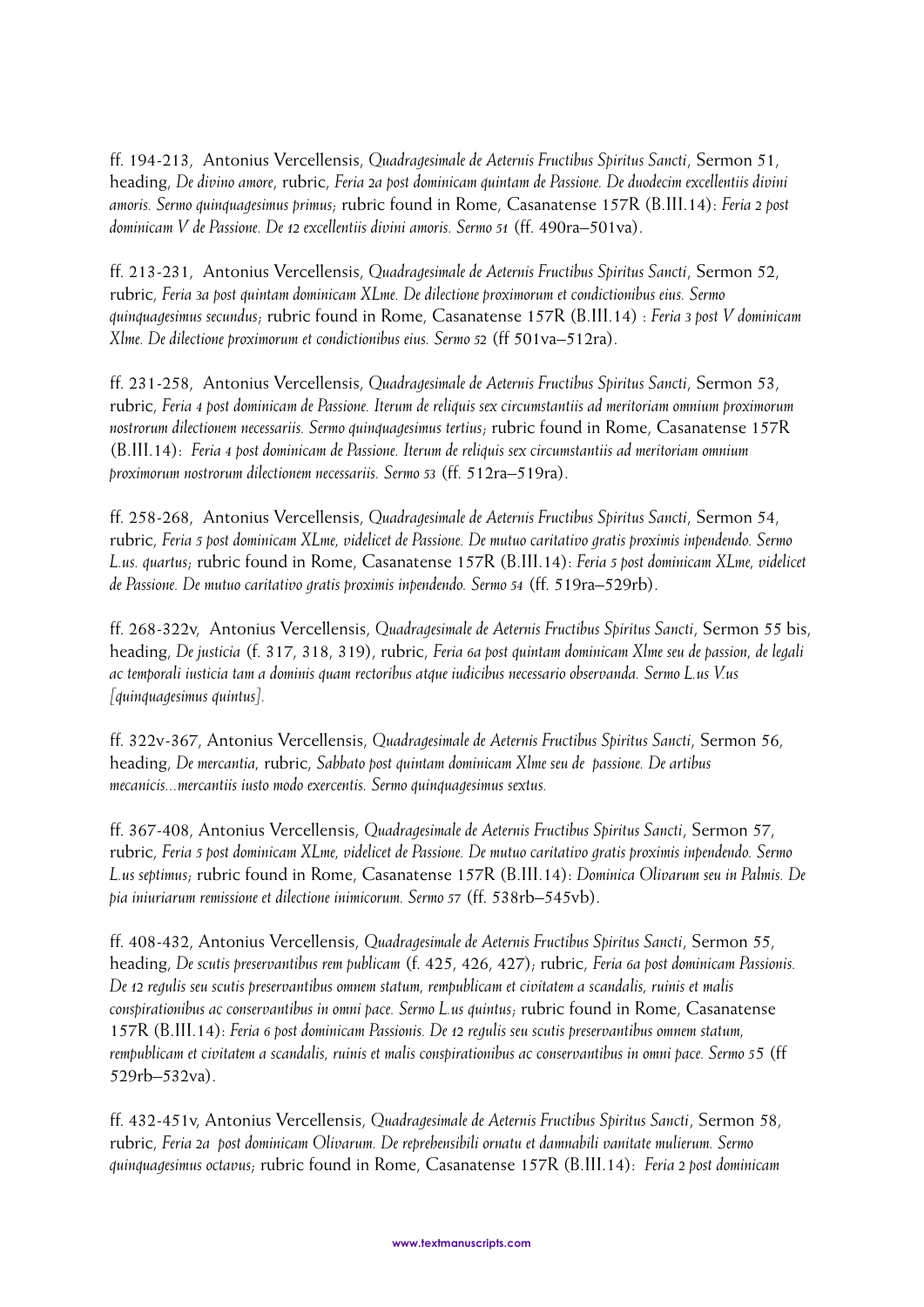ff. 194-213, Antonius Vercellensis, *Quadragesimale de Aeternis Fructibus Spiritus Sancti*, Sermon 51, heading, *De divino amore*, rubric, *Feria 2a post dominicam quintam de Passione. De duodecim excellentiis divini amoris. Sermo quinquagesimus primus*; rubric found in Rome, Casanatense 157R (B.III.14): *Feria 2 post dominicam V de Passione. De 12 excellentiis divini amoris. Sermo 51* (ff. 490ra–501va).

ff. 213-231, Antonius Vercellensis, *Quadragesimale de Aeternis Fructibus Spiritus Sancti*, Sermon 52, rubric, *Feria 3a post quintam dominicam XLme. De dilectione proximorum et condictionibus eius. Sermo quinquagesimus secundus*; rubric found in Rome, Casanatense 157R (B.III.14) : *Feria 3 post V dominicam Xlme. De dilectione proximorum et condictionibus eius. Sermo 52* (ff 501va–512ra).

ff. 231-258, Antonius Vercellensis, *Quadragesimale de Aeternis Fructibus Spiritus Sancti*, Sermon 53, rubric, *Feria 4 post dominicam de Passione. Iterum de reliquis sex circumstantiis ad meritoriam omnium proximorum nostrorum dilectionem necessariis. Sermo quinquagesimus tertius*; rubric found in Rome, Casanatense 157R (B.III.14): *Feria 4 post dominicam de Passione. Iterum de reliquis sex circumstantiis ad meritoriam omnium proximorum nostrorum dilectionem necessariis. Sermo 53* (ff. 512ra–519ra).

ff. 258-268, Antonius Vercellensis, *Quadragesimale de Aeternis Fructibus Spiritus Sancti*, Sermon 54, rubric, *Feria 5 post dominicam XLme, videlicet de Passione. De mutuo caritativo gratis proximis inpendendo. Sermo L.us. quartus*; rubric found in Rome, Casanatense 157R (B.III.14): *Feria 5 post dominicam XLme, videlicet de Passione. De mutuo caritativo gratis proximis inpendendo. Sermo 54* (ff. 519ra–529rb).

ff. 268-322v, Antonius Vercellensis, *Quadragesimale de Aeternis Fructibus Spiritus Sancti*, Sermon 55 bis, heading, *De justicia* (f. 317, 318, 319), rubric, *Feria 6a post quintam dominicam Xlme seu de passion, de legali ac temporali iusticia tam a dominis quam rectoribus atque iudicibus necessario observanda. Sermo L.us V.us [quinquagesimus quintus]*.

ff. 322v-367, Antonius Vercellensis, *Quadragesimale de Aeternis Fructibus Spiritus Sancti*, Sermon 56, heading, *De mercantia*, rubric, *Sabbato post quintam dominicam Xlme seu de passione. De artibus mecanicis...mercantiis iusto modo exercentis. Sermo quinquagesimus sextus.*

ff. 367-408, Antonius Vercellensis, *Quadragesimale de Aeternis Fructibus Spiritus Sancti*, Sermon 57, rubric, *Feria 5 post dominicam XLme, videlicet de Passione. De mutuo caritativo gratis proximis inpendendo. Sermo L.us septimus*; rubric found in Rome, Casanatense 157R (B.III.14): *Dominica Olivarum seu in Palmis. De pia iniuriarum remissione et dilectione inimicorum. Sermo 57* (ff. 538rb–545vb).

ff. 408-432, Antonius Vercellensis, *Quadragesimale de Aeternis Fructibus Spiritus Sancti*, Sermon 55, heading, *De scutis preservantibus rem publicam* (f. 425, 426, 427); rubric, *Feria 6a post dominicam Passionis. De 12 regulis seu scutis preservantibus omnem statum, rempublicam et civitatem a scandalis, ruinis et malis conspirationibus ac conservantibus in omni pace. Sermo L.us quintus*; rubric found in Rome, Casanatense 157R (B.III.14): *Feria 6 post dominicam Passionis. De 12 regulis seu scutis preservantibus omnem statum, rempublicam et civitatem a scandalis, ruinis et malis conspirationibus ac conservantibus in omni pace. Sermo 55* (ff 529rb–532va).

ff. 432-451v, Antonius Vercellensis, *Quadragesimale de Aeternis Fructibus Spiritus Sancti*, Sermon 58, rubric, *Feria 2a post dominicam Olivarum. De reprehensibili ornatu et damnabili vanitate mulierum. Sermo quinquagesimus octavus*; rubric found in Rome, Casanatense 157R (B.III.14): *Feria 2 post dominicam*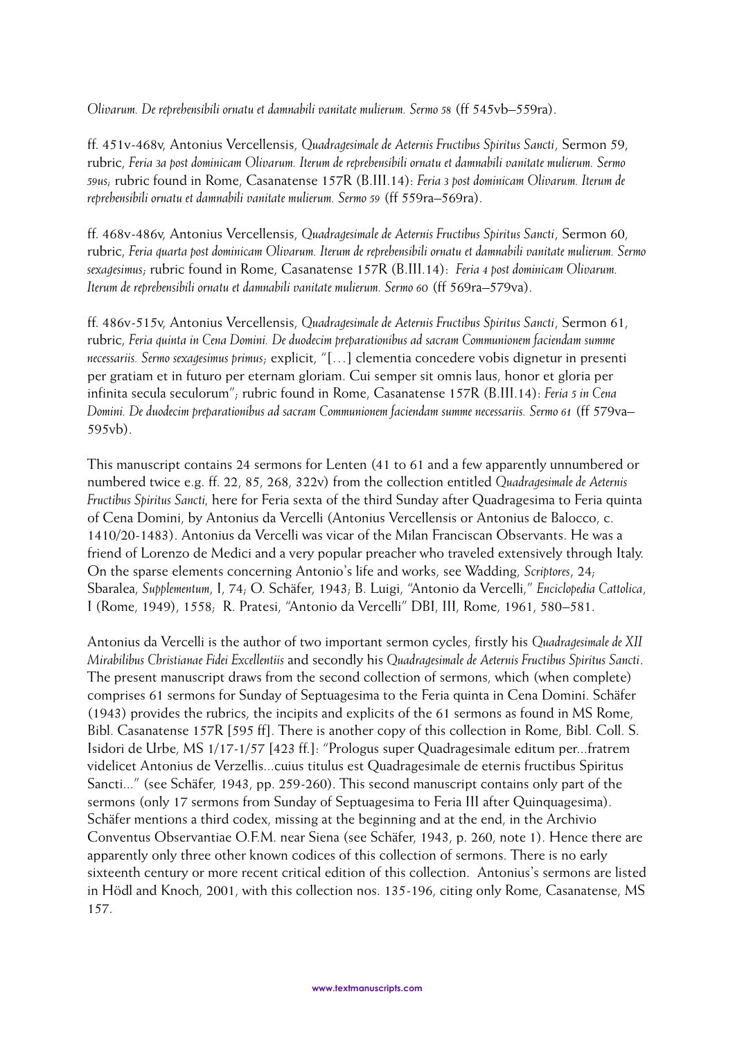*Olivarum. De reprehensibili ornatu et damnabili vanitate mulierum. Sermo 58* (ff 545vb–559ra).

ff. 451v-468v, Antonius Vercellensis, *Quadragesimale de Aeternis Fructibus Spiritus Sancti*, Sermon 59, rubric, *Feria 3a post dominicam Olivarum. Iterum de reprehensibili ornatu et damnabili vanitate mulierum. Sermo 59us*; rubric found in Rome, Casanatense 157R (B.III.14): *Feria 3 post dominicam Olivarum. Iterum de reprehensibili ornatu et damnabili vanitate mulierum. Sermo 59* (ff 559ra–569ra).

ff. 468v-486v, Antonius Vercellensis, *Quadragesimale de Aeternis Fructibus Spiritus Sancti*, Sermon 60, rubric, *Feria quarta post dominicam Olivarum. Iterum de reprehensibili ornatu et damnabili vanitate mulierum. Sermo sexagesimus*; rubric found in Rome, Casanatense 157R (B.III.14): *Feria 4 post dominicam Olivarum. Iterum de reprehensibili ornatu et damnabili vanitate mulierum. Sermo 60* (ff 569ra–579va).

ff. 486v-515v, Antonius Vercellensis, *Quadragesimale de Aeternis Fructibus Spiritus Sancti*, Sermon 61, rubric, *Feria quinta in Cena Domini. De duodecim preparationibus ad sacram Communionem faciendam summe necessariis. Sermo sexagesimus primus*; explicit, "[…] clementia concedere vobis dignetur in presenti per gratiam et in futuro per eternam gloriam. Cui semper sit omnis laus, honor et gloria per infinita secula seculorum"; rubric found in Rome, Casanatense 157R (B.III.14): *Feria 5 in Cena Domini. De duodecim preparationibus ad sacram Communionem faciendam summe necessariis. Sermo 61* (ff 579va–595vb).

This manuscript contains 24 sermons for Lenten (41 to 61 and a few apparently unnumbered or numbered twice e.g. ff. 22, 85, 268, 322v) from the collection entitled *Quadragesimale de Aeternis Fructibus Spiritus Sancti*, here for Feria sexta of the third Sunday after Quadragesima to Feria quinta of Cena Domini, by Antonius da Vercelli (Antonius Vercellensis or Antonius de Balocco, c. 1410/20-1483). Antonius da Vercelli was vicar of the Milan Franciscan Observants. He was a friend of Lorenzo de Medici and a very popular preacher who traveled extensively through Italy. On the sparse elements concerning Antonio's life and works, see Wadding, *Scriptores*, 24; Sbaralea, *Supplementum*, I, 74; O. Schäfer, 1943; B. Luigi, "Antonio da Vercelli," *Enciclopedia Cattolica*, I (Rome, 1949), 1558; R. Pratesi, "Antonio da Vercelli" DBI, III, Rome, 1961, 580–581.

Antonius da Vercelli is the author of two important sermon cycles, firstly his *Quadragesimale de XII Mirabilibus Christianae Fidei Excellentiis* and secondly his *Quadragesimale de Aeternis Fructibus Spiritus Sancti*. The present manuscript draws from the second collection of sermons, which (when complete) comprises 61 sermons for Sunday of Septuagesima to the Feria quinta in Cena Domini. Schäfer (1943) provides the rubrics, the incipits and explicits of the 61 sermons as found in MS Rome, Bibl. Casanatense 157R [595 ff]. There is another copy of this collection in Rome, Bibl. Coll. S. Isidori de Urbe, MS 1/17-1/57 [423 ff.]: "Prologus super Quadragesimale editum per...fratrem videlicet Antonius de Verzellis...cuius titulus est Quadragesimale de eternis fructibus Spiritus Sancti..." (see Schäfer, 1943, pp. 259-260). This second manuscript contains only part of the sermons (only 17 sermons from Sunday of Septuagesima to Feria III after Quinquagesima). Schäfer mentions a third codex, missing at the beginning and at the end, in the Archivio Conventus Observantiae O.F.M. near Siena (see Schäfer, 1943, p. 260, note 1). Hence there are apparently only three other known codices of this collection of sermons. There is no early sixteenth century or more recent critical edition of this collection. Antonius's sermons are listed in Hödl and Knoch, 2001, with this collection nos. 135-196, citing only Rome, Casanatense, MS 157.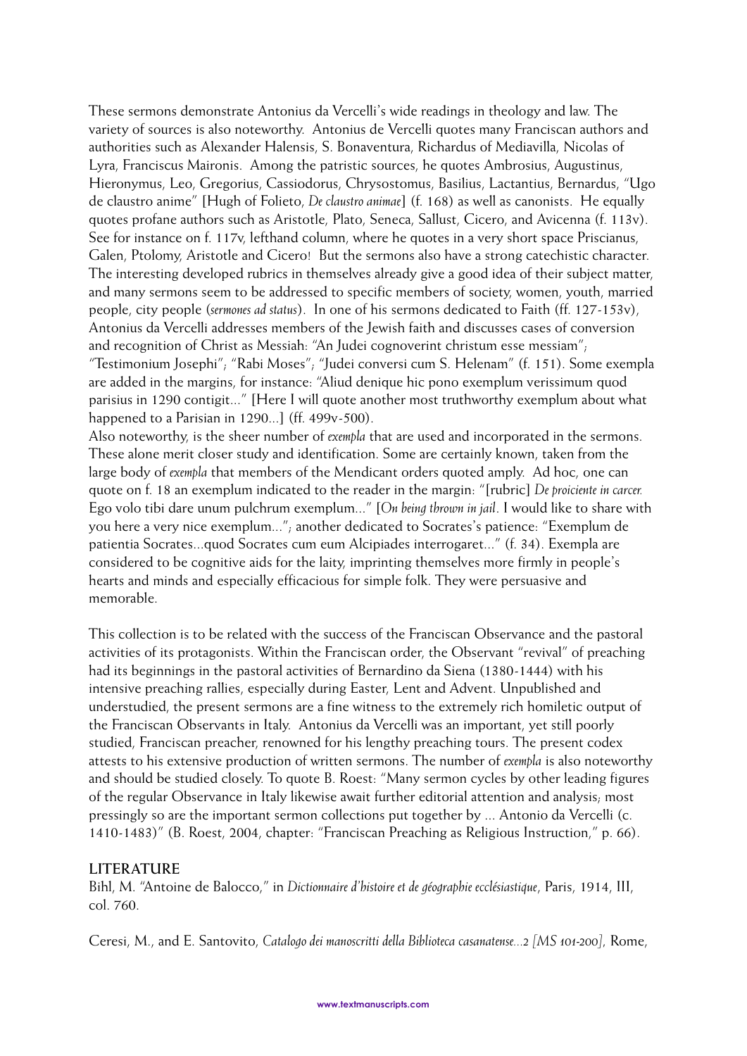These sermons demonstrate Antonius da Vercelli's wide readings in theology and law. The variety of sources is also noteworthy. Antonius de Vercelli quotes many Franciscan authors and authorities such as Alexander Halensis, S. Bonaventura, Richardus of Mediavilla, Nicolas of Lyra, Franciscus Maironis. Among the patristic sources, he quotes Ambrosius, Augustinus, Hieronymus, Leo, Gregorius, Cassiodorus, Chrysostomus, Basilius, Lactantius, Bernardus, "Ugo de claustro anime" [Hugh of Folieto, *De claustro animae*] (f. 168) as well as canonists. He equally quotes profane authors such as Aristotle, Plato, Seneca, Sallust, Cicero, and Avicenna (f. 113v). See for instance on f. 117v, lefthand column, where he quotes in a very short space Priscianus, Galen, Ptolomy, Aristotle and Cicero! But the sermons also have a strong catechistic character. The interesting developed rubrics in themselves already give a good idea of their subject matter, and many sermons seem to be addressed to specific members of society, women, youth, married people, city people (*sermones ad status*). In one of his sermons dedicated to Faith (ff. 127-153v), Antonius da Vercelli addresses members of the Jewish faith and discusses cases of conversion and recognition of Christ as Messiah: "An Judei cognoverint christum esse messiam"; "Testimonium Josephi"; "Rabi Moses"; "Judei conversi cum S. Helenam" (f. 151). Some exempla are added in the margins, for instance: "Aliud denique hic pono exemplum verissimum quod parisius in 1290 contigit..." [Here I will quote another most truthworthy exemplum about what happened to a Parisian in 1290...] (ff. 499v-500).

Also noteworthy, is the sheer number of *exempla* that are used and incorporated in the sermons. These alone merit closer study and identification. Some are certainly known, taken from the large body of *exempla* that members of the Mendicant orders quoted amply. Ad hoc, one can quote on f. 18 an exemplum indicated to the reader in the margin: "[rubric] *De proiciente in carcer.* Ego volo tibi dare unum pulchrum exemplum..." [*On being thrown in jail*. I would like to share with you here a very nice exemplum..."; another dedicated to Socrates's patience: "Exemplum de patientia Socrates...quod Socrates cum eum Alcipiades interrogaret..." (f. 34). Exempla are considered to be cognitive aids for the laity, imprinting themselves more firmly in people's hearts and minds and especially efficacious for simple folk. They were persuasive and memorable.

This collection is to be related with the success of the Franciscan Observance and the pastoral activities of its protagonists. Within the Franciscan order, the Observant "revival" of preaching had its beginnings in the pastoral activities of Bernardino da Siena (1380-1444) with his intensive preaching rallies, especially during Easter, Lent and Advent. Unpublished and understudied, the present sermons are a fine witness to the extremely rich homiletic output of the Franciscan Observants in Italy. Antonius da Vercelli was an important, yet still poorly studied, Franciscan preacher, renowned for his lengthy preaching tours. The present codex attests to his extensive production of written sermons. The number of *exempla* is also noteworthy and should be studied closely. To quote B. Roest: "Many sermon cycles by other leading figures of the regular Observance in Italy likewise await further editorial attention and analysis; most pressingly so are the important sermon collections put together by ... Antonio da Vercelli (c. 1410-1483)" (B. Roest, 2004, chapter: "Franciscan Preaching as Religious Instruction," p. 66).

## LITERATURE

Bihl, M. "Antoine de Balocco," in *Dictionnaire d'histoire et de géographie ecclésiastique*, Paris, 1914, III, col. 760.

Ceresi, M., and E. Santovito, *Catalogo dei manoscritti della Biblioteca casanatense...2 [MS 101-200]*, Rome,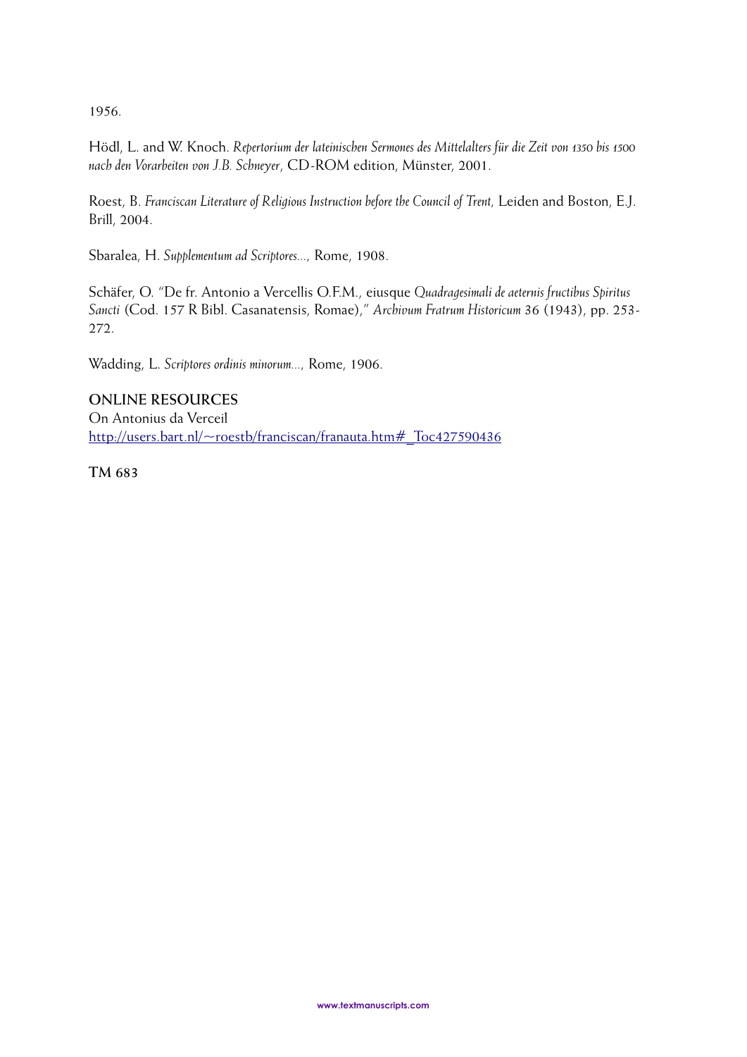1956.

Hödl, L. and W. Knoch. *Repertorium der lateinischen Sermones des Mittelalters für die Zeit von 1350 bis 1500 nach den Vorarbeiten von J.B. Schneyer*, CD-ROM edition, Münster, 2001.

Roest, B. *Franciscan Literature of Religious Instruction before the Council of Trent,* Leiden and Boston, E.J. Brill, 2004.

Sbaralea, H. *Supplementum ad Scriptores...*, Rome, 1908.

Schäfer, O. "De fr. Antonio a Vercellis O.F.M., eiusque *Quadragesimali de aeternis fructibus Spiritus Sancti* (Cod. 157 R Bibl. Casanatensis, Romae)," *Archivum Fratrum Historicum* 36 (1943), pp. 253-272.

Wadding, L. *Scriptores ordinis minorum...*, Rome, 1906.

**ONLINE RESOURCES**

On Antonius da Verceil
http://users.bart.nl/~roestb/franciscan/franauta.htm#_Toc427590436

**TM 683**